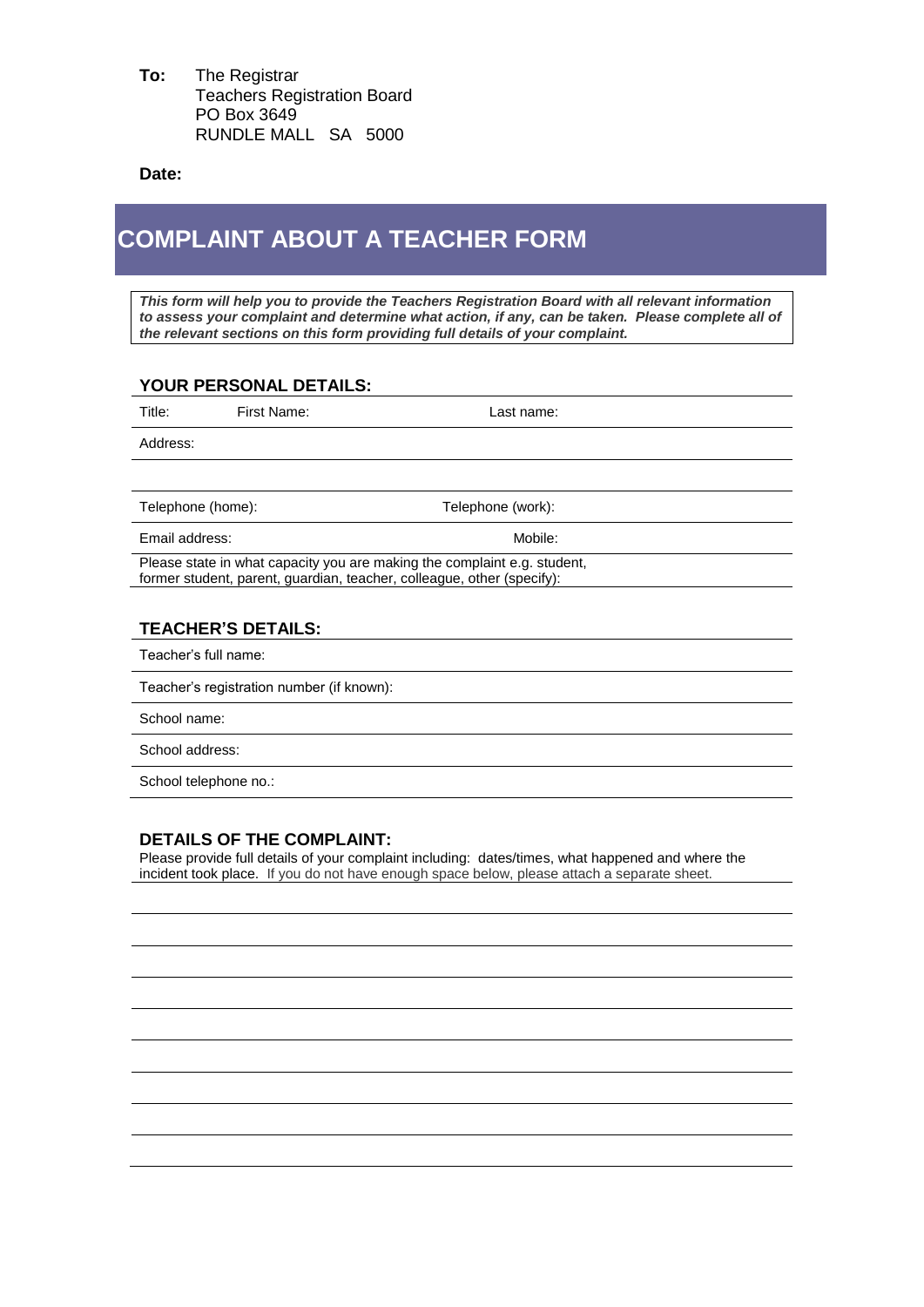**To:** The Registrar
Teachers Registration Board
PO Box 3649
RUNDLE MALL SA 5000

**Date:**

# COMPLAINT ABOUT A TEACHER FORM

***This form will help you to provide the Teachers Registration Board with all relevant information to assess your complaint and determine what action, if any, can be taken. Please complete all of the relevant sections on this form providing full details of your complaint.***

## YOUR PERSONAL DETAILS:

Title: First Name: Last name:

Address:

Telephone (home): Telephone (work):

Email address: Mobile:

Please state in what capacity you are making the complaint e.g. student, former student, parent, guardian, teacher, colleague, other (specify):

## TEACHER'S DETAILS:

Teacher's full name:

Teacher's registration number (if known):

School name:

School address:

School telephone no.:

## DETAILS OF THE COMPLAINT:

Please provide full details of your complaint including: dates/times, what happened and where the incident took place. If you do not have enough space below, please attach a separate sheet.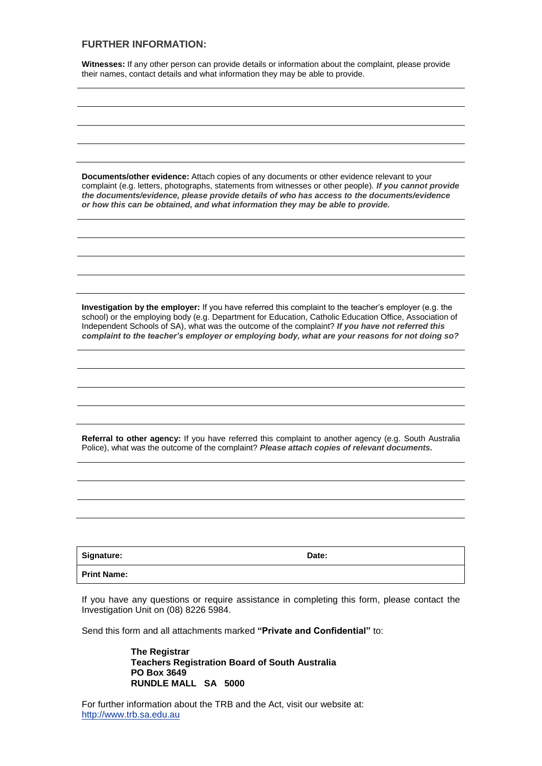## FURTHER INFORMATION:

**Witnesses:** If any other person can provide details or information about the complaint, please provide their names, contact details and what information they may be able to provide.

**Documents/other evidence:** Attach copies of any documents or other evidence relevant to your complaint (e.g. letters, photographs, statements from witnesses or other people). ***If you cannot provide the documents/evidence, please provide details of who has access to the documents/evidence or how this can be obtained, and what information they may be able to provide.***

**Investigation by the employer:** If you have referred this complaint to the teacher's employer (e.g. the school) or the employing body (e.g. Department for Education, Catholic Education Office, Association of Independent Schools of SA), what was the outcome of the complaint? ***If you have not referred this complaint to the teacher's employer or employing body, what are your reasons for not doing so?***

**Referral to other agency:** If you have referred this complaint to another agency (e.g. South Australia Police), what was the outcome of the complaint? ***Please attach copies of relevant documents.***

| | |
|---|---|
| **Signature:** | **Date:** |
| **Print Name:** | |

If you have any questions or require assistance in completing this form, please contact the Investigation Unit on (08) 8226 5984.

Send this form and all attachments marked **"Private and Confidential"** to:

**The Registrar**
**Teachers Registration Board of South Australia**
**PO Box 3649**
**RUNDLE MALL SA 5000**

For further information about the TRB and the Act, visit our website at:
http://www.trb.sa.edu.au